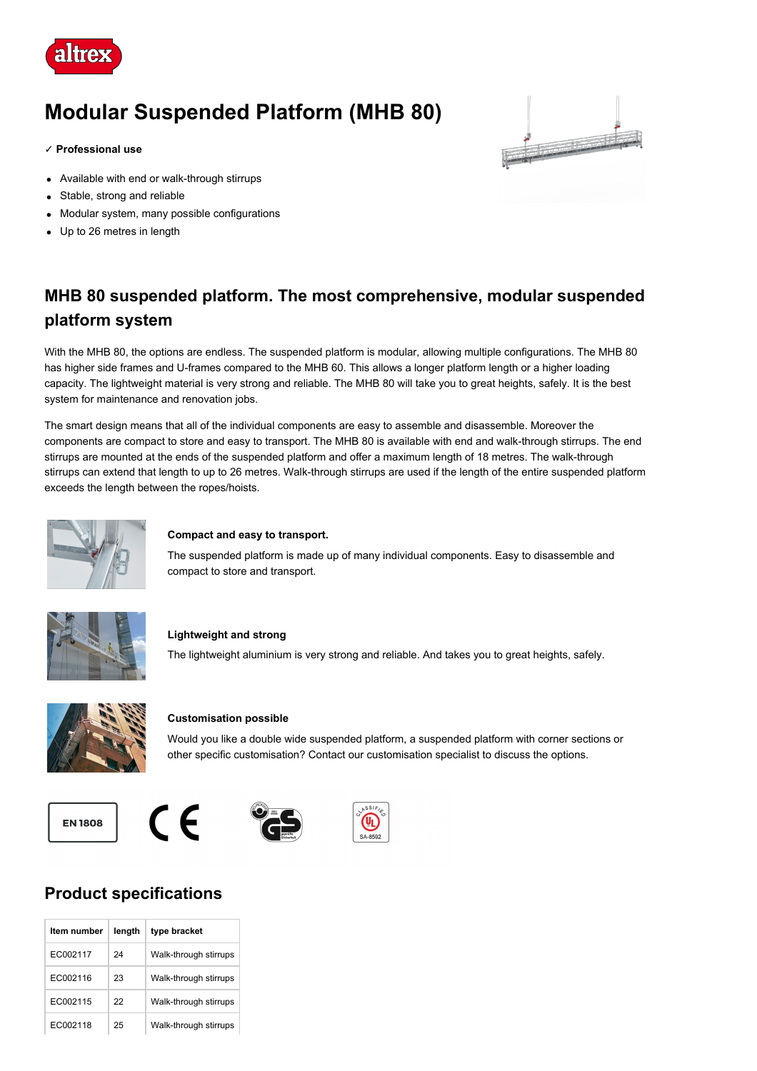# Modular Suspended Platform (MHB 80)

✓ **Professional use**

- Available with end or walk-through stirrups
- Stable, strong and reliable
- Modular system, many possible configurations
- Up to 26 metres in length

## MHB 80 suspended platform. The most comprehensive, modular suspended platform system

With the MHB 80, the options are endless. The suspended platform is modular, allowing multiple configurations. The MHB 80 has higher side frames and U-frames compared to the MHB 60. This allows a longer platform length or a higher loading capacity. The lightweight material is very strong and reliable. The MHB 80 will take you to great heights, safely. It is the best system for maintenance and renovation jobs.

The smart design means that all of the individual components are easy to assemble and disassemble. Moreover the components are compact to store and easy to transport. The MHB 80 is available with end and walk-through stirrups. The end stirrups are mounted at the ends of the suspended platform and offer a maximum length of 18 metres. The walk-through stirrups can extend that length to up to 26 metres. Walk-through stirrups are used if the length of the entire suspended platform exceeds the length between the ropes/hoists.

**Compact and easy to transport.**

The suspended platform is made up of many individual components. Easy to disassemble and compact to store and transport.

**Lightweight and strong**

The lightweight aluminium is very strong and reliable. And takes you to great heights, safely.

**Customisation possible**

Would you like a double wide suspended platform, a suspended platform with corner sections or other specific customisation? Contact our customisation specialist to discuss the options.

EN 1808

## Product specifications

| Item number | length | type bracket |
|---|---|---|
| EC002117 | 24 | Walk-through stirrups |
| EC002116 | 23 | Walk-through stirrups |
| EC002115 | 22 | Walk-through stirrups |
| EC002118 | 25 | Walk-through stirrups |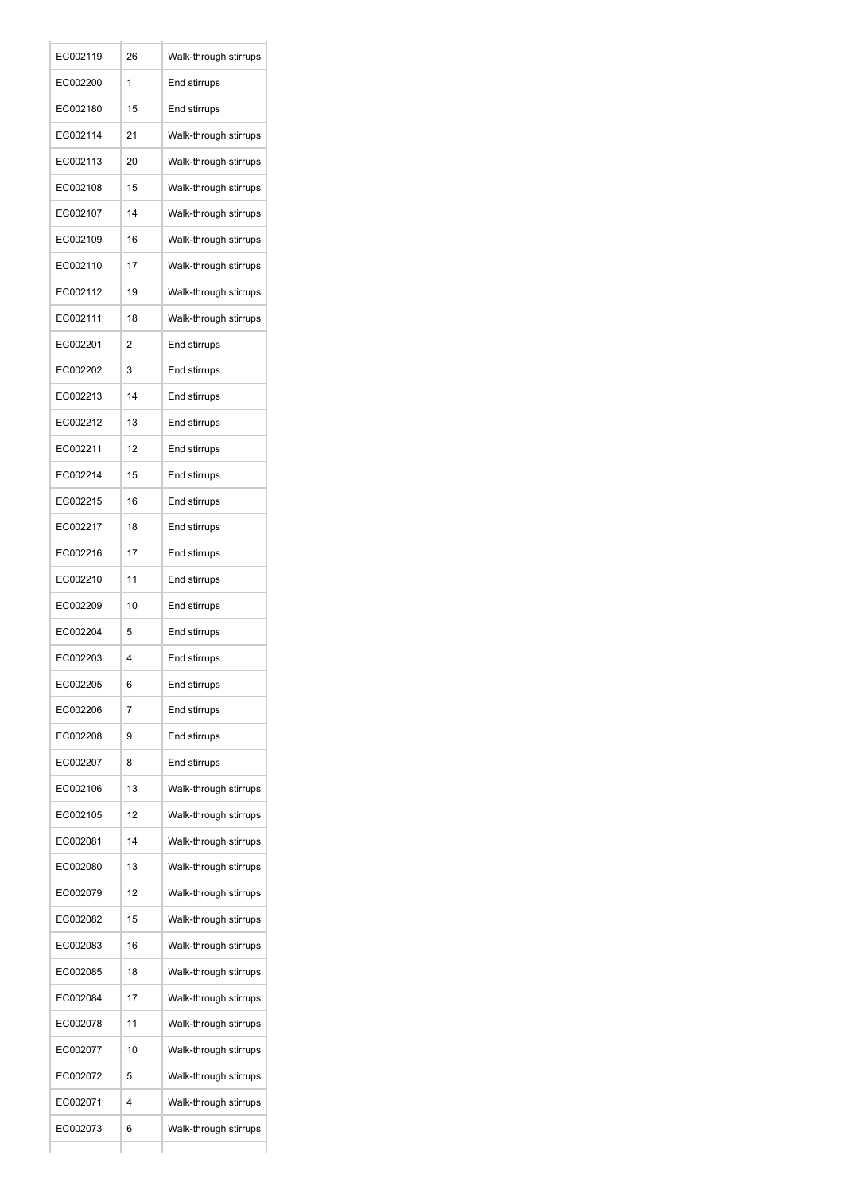| | | |
|---|---|---|
| EC002119 | 26 | Walk-through stirrups |
| EC002200 | 1 | End stirrups |
| EC002180 | 15 | End stirrups |
| EC002114 | 21 | Walk-through stirrups |
| EC002113 | 20 | Walk-through stirrups |
| EC002108 | 15 | Walk-through stirrups |
| EC002107 | 14 | Walk-through stirrups |
| EC002109 | 16 | Walk-through stirrups |
| EC002110 | 17 | Walk-through stirrups |
| EC002112 | 19 | Walk-through stirrups |
| EC002111 | 18 | Walk-through stirrups |
| EC002201 | 2 | End stirrups |
| EC002202 | 3 | End stirrups |
| EC002213 | 14 | End stirrups |
| EC002212 | 13 | End stirrups |
| EC002211 | 12 | End stirrups |
| EC002214 | 15 | End stirrups |
| EC002215 | 16 | End stirrups |
| EC002217 | 18 | End stirrups |
| EC002216 | 17 | End stirrups |
| EC002210 | 11 | End stirrups |
| EC002209 | 10 | End stirrups |
| EC002204 | 5 | End stirrups |
| EC002203 | 4 | End stirrups |
| EC002205 | 6 | End stirrups |
| EC002206 | 7 | End stirrups |
| EC002208 | 9 | End stirrups |
| EC002207 | 8 | End stirrups |
| EC002106 | 13 | Walk-through stirrups |
| EC002105 | 12 | Walk-through stirrups |
| EC002081 | 14 | Walk-through stirrups |
| EC002080 | 13 | Walk-through stirrups |
| EC002079 | 12 | Walk-through stirrups |
| EC002082 | 15 | Walk-through stirrups |
| EC002083 | 16 | Walk-through stirrups |
| EC002085 | 18 | Walk-through stirrups |
| EC002084 | 17 | Walk-through stirrups |
| EC002078 | 11 | Walk-through stirrups |
| EC002077 | 10 | Walk-through stirrups |
| EC002072 | 5 | Walk-through stirrups |
| EC002071 | 4 | Walk-through stirrups |
| EC002073 | 6 | Walk-through stirrups |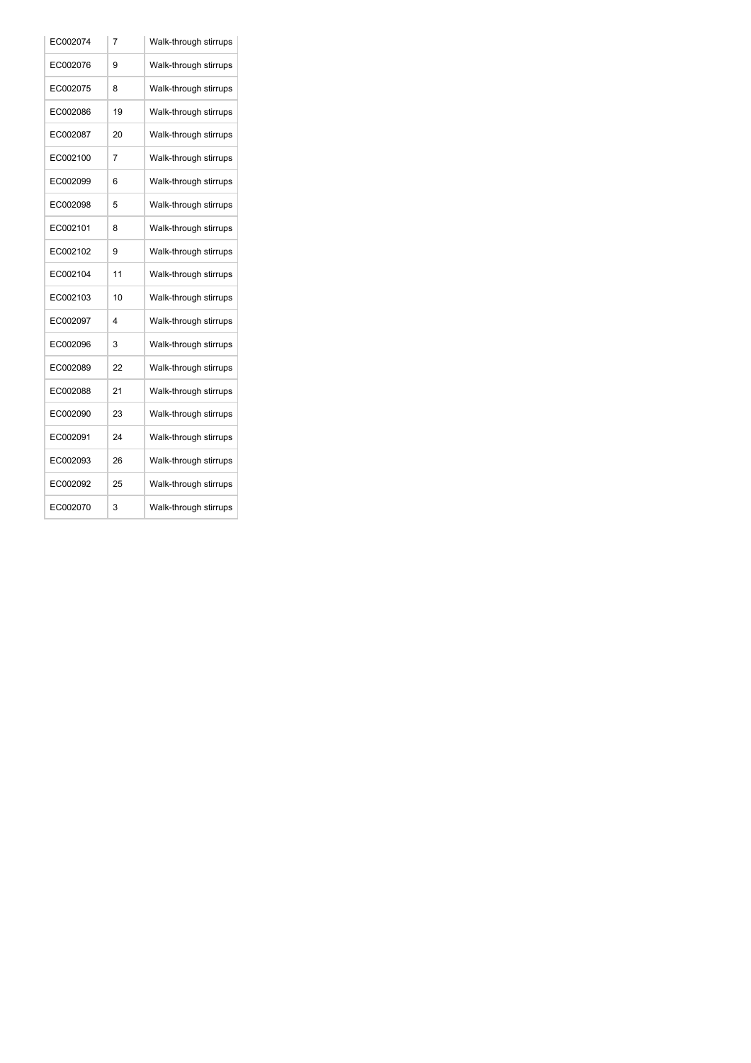| | | |
|---|---|---|
| EC002074 | 7 | Walk-through stirrups |
| EC002076 | 9 | Walk-through stirrups |
| EC002075 | 8 | Walk-through stirrups |
| EC002086 | 19 | Walk-through stirrups |
| EC002087 | 20 | Walk-through stirrups |
| EC002100 | 7 | Walk-through stirrups |
| EC002099 | 6 | Walk-through stirrups |
| EC002098 | 5 | Walk-through stirrups |
| EC002101 | 8 | Walk-through stirrups |
| EC002102 | 9 | Walk-through stirrups |
| EC002104 | 11 | Walk-through stirrups |
| EC002103 | 10 | Walk-through stirrups |
| EC002097 | 4 | Walk-through stirrups |
| EC002096 | 3 | Walk-through stirrups |
| EC002089 | 22 | Walk-through stirrups |
| EC002088 | 21 | Walk-through stirrups |
| EC002090 | 23 | Walk-through stirrups |
| EC002091 | 24 | Walk-through stirrups |
| EC002093 | 26 | Walk-through stirrups |
| EC002092 | 25 | Walk-through stirrups |
| EC002070 | 3 | Walk-through stirrups |